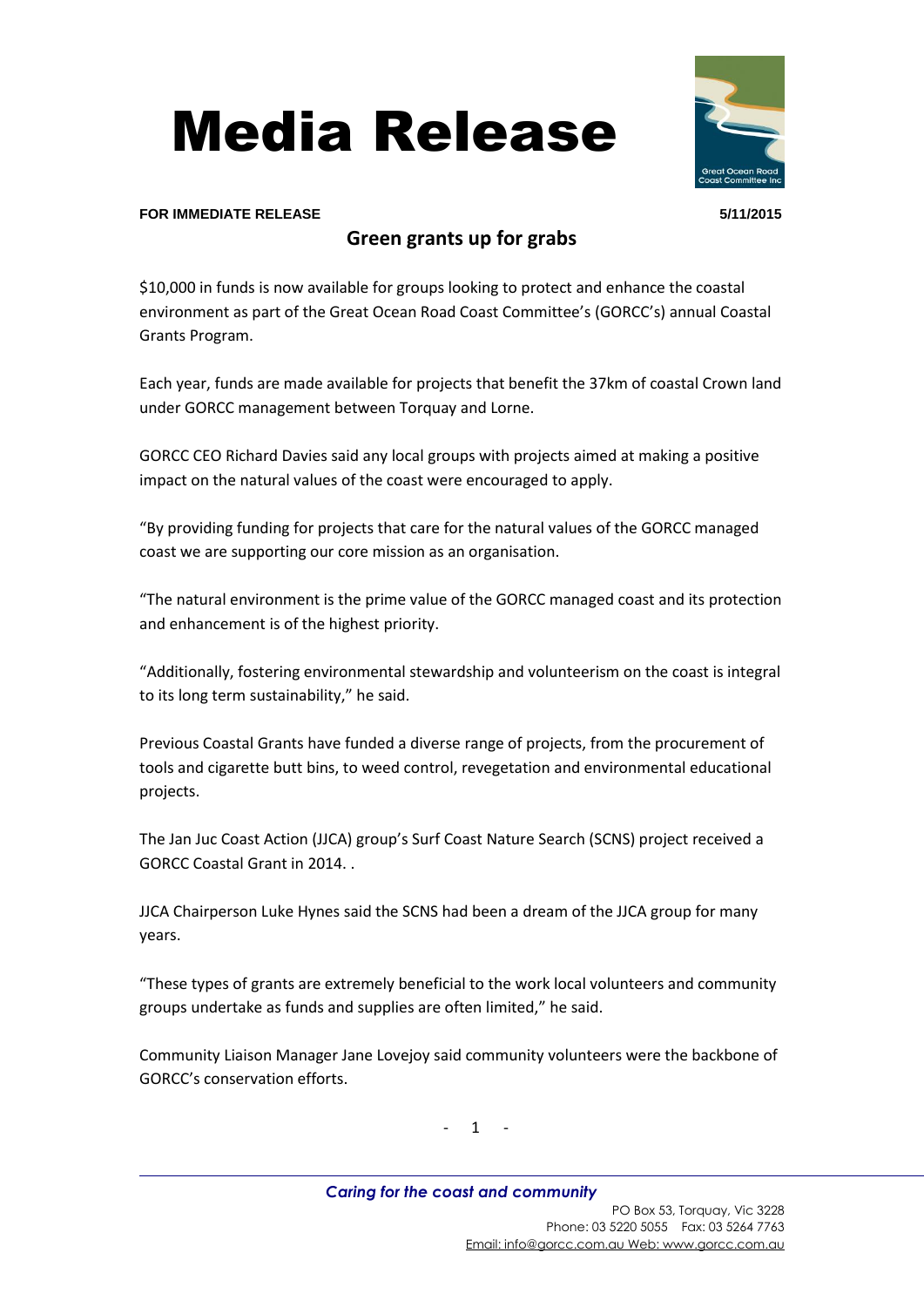# Media Release

**FOR IMMEDIATE RELEASE** **5/11/2015**

## Green grants up for grabs

$10,000 in funds is now available for groups looking to protect and enhance the coastal environment as part of the Great Ocean Road Coast Committee's (GORCC's) annual Coastal Grants Program.

Each year, funds are made available for projects that benefit the 37km of coastal Crown land under GORCC management between Torquay and Lorne.

GORCC CEO Richard Davies said any local groups with projects aimed at making a positive impact on the natural values of the coast were encouraged to apply.

"By providing funding for projects that care for the natural values of the GORCC managed coast we are supporting our core mission as an organisation.

"The natural environment is the prime value of the GORCC managed coast and its protection and enhancement is of the highest priority.

"Additionally, fostering environmental stewardship and volunteerism on the coast is integral to its long term sustainability," he said.

Previous Coastal Grants have funded a diverse range of projects, from the procurement of tools and cigarette butt bins, to weed control, revegetation and environmental educational projects.

The Jan Juc Coast Action (JJCA) group's Surf Coast Nature Search (SCNS) project received a GORCC Coastal Grant in 2014. .

JJCA Chairperson Luke Hynes said the SCNS had been a dream of the JJCA group for many years.

"These types of grants are extremely beneficial to the work local volunteers and community groups undertake as funds and supplies are often limited," he said.

Community Liaison Manager Jane Lovejoy said community volunteers were the backbone of GORCC's conservation efforts.

*Caring for the coast and community*

PO Box 53, Torquay, Vic 3228
Phone: 03 5220 5055 Fax: 03 5264 7763
Email: info@gorcc.com.au Web: www.gorcc.com.au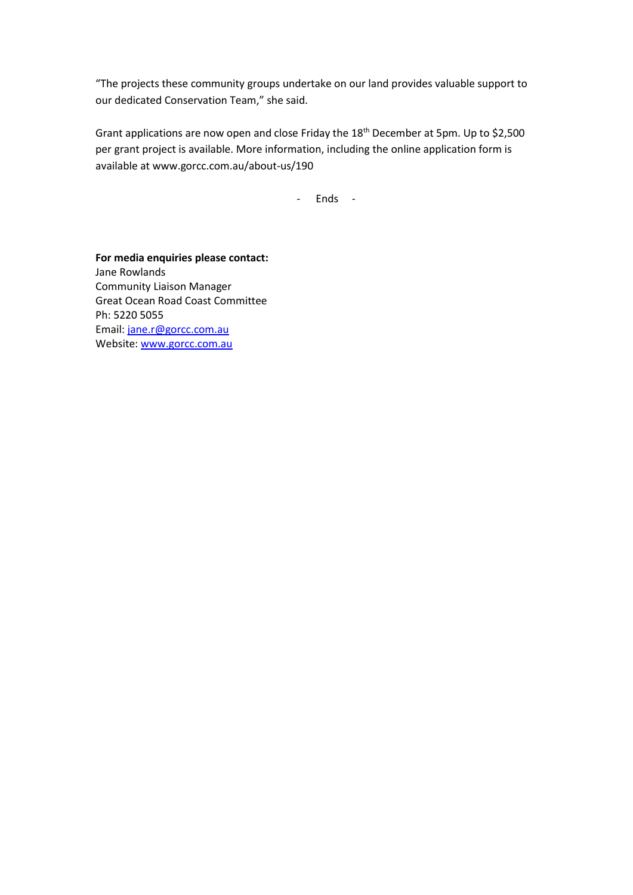"The projects these community groups undertake on our land provides valuable support to our dedicated Conservation Team," she said.

Grant applications are now open and close Friday the 18th December at 5pm. Up to $2,500 per grant project is available. More information, including the online application form is available at www.gorcc.com.au/about-us/190

- Ends -

**For media enquiries please contact:**
Jane Rowlands
Community Liaison Manager
Great Ocean Road Coast Committee
Ph: 5220 5055
Email: jane.r@gorcc.com.au
Website: www.gorcc.com.au